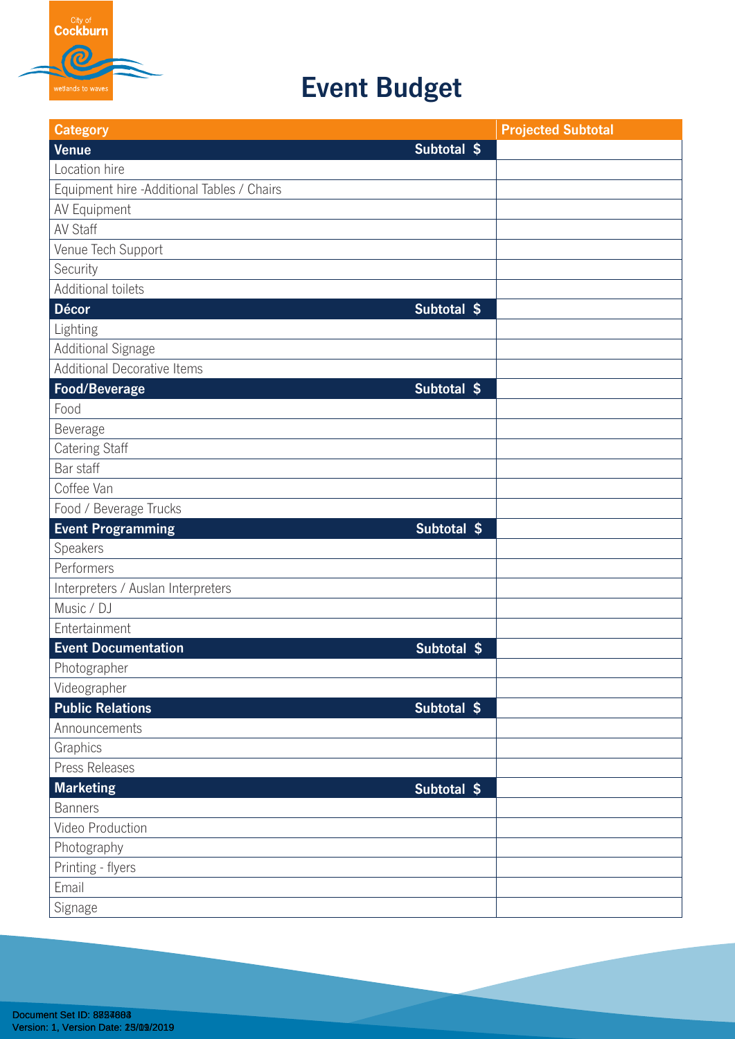# Event Budget

| Category | | Projected Subtotal |
|---|---|---|
| **Venue** | **Subtotal $** | |
| Location hire | | |
| Equipment hire -Additional Tables / Chairs | | |
| AV Equipment | | |
| AV Staff | | |
| Venue Tech Support | | |
| Security | | |
| Additional toilets | | |
| **Décor** | **Subtotal $** | |
| Lighting | | |
| Additional Signage | | |
| Additional Decorative Items | | |
| **Food/Beverage** | **Subtotal $** | |
| Food | | |
| Beverage | | |
| Catering Staff | | |
| Bar staff | | |
| Coffee Van | | |
| Food / Beverage Trucks | | |
| **Event Programming** | **Subtotal $** | |
| Speakers | | |
| Performers | | |
| Interpreters / Auslan Interpreters | | |
| Music / DJ | | |
| Entertainment | | |
| **Event Documentation** | **Subtotal $** | |
| Photographer | | |
| Videographer | | |
| **Public Relations** | **Subtotal $** | |
| Announcements | | |
| Graphics | | |
| Press Releases | | |
| **Marketing** | **Subtotal $** | |
| Banners | | |
| Video Production | | |
| Photography | | |
| Printing - flyers | | |
| Email | | |
| Signage | | |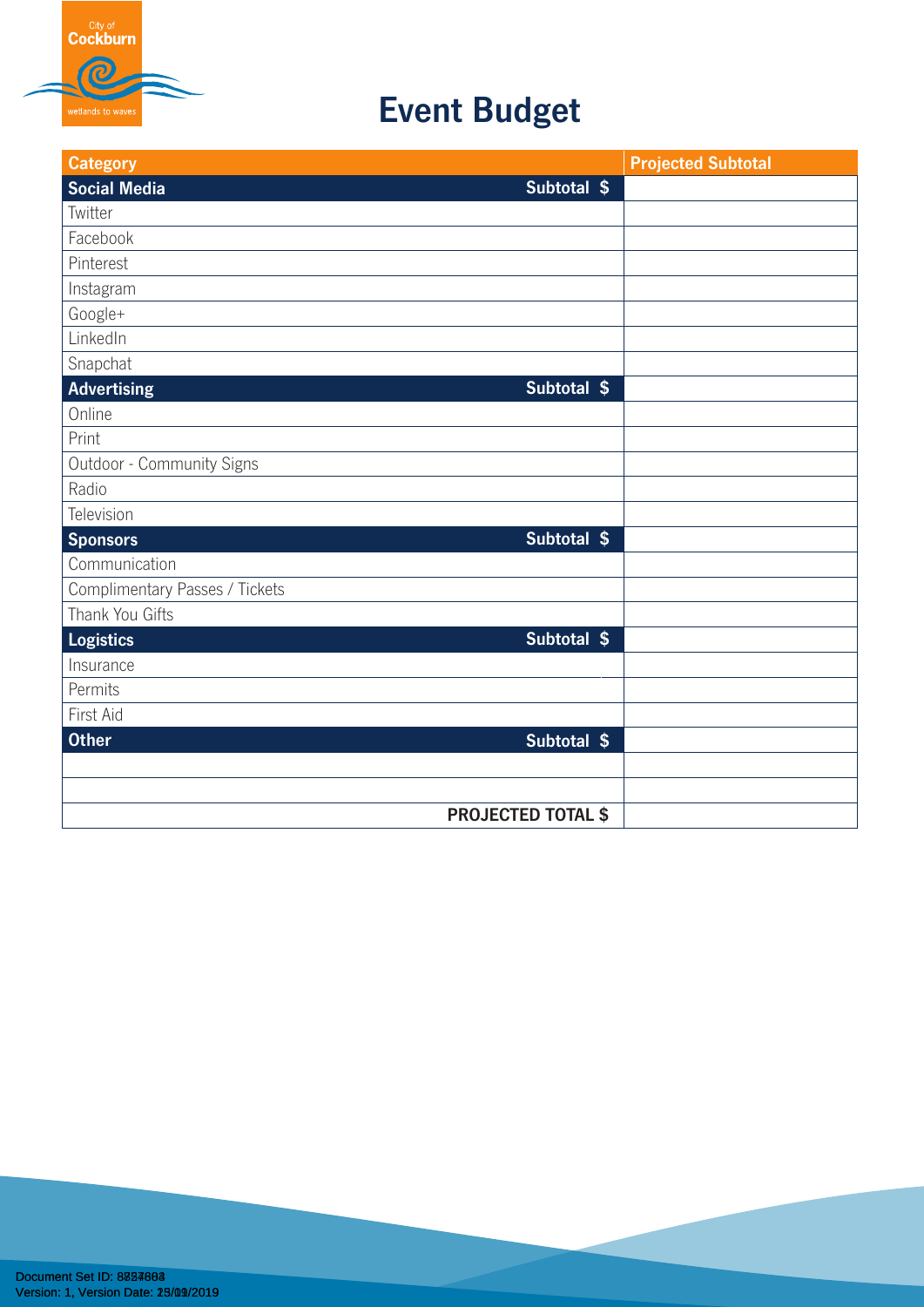# Event Budget

| Category | Projected Subtotal |
|---|---|
| **Social Media** Subtotal $ | |
| Twitter | |
| Facebook | |
| Pinterest | |
| Instagram | |
| Google+ | |
| LinkedIn | |
| Snapchat | |
| **Advertising** Subtotal $ | |
| Online | |
| Print | |
| Outdoor - Community Signs | |
| Radio | |
| Television | |
| **Sponsors** Subtotal $ | |
| Communication | |
| Complimentary Passes / Tickets | |
| Thank You Gifts | |
| **Logistics** Subtotal $ | |
| Insurance | |
| Permits | |
| First Aid | |
| **Other** Subtotal $ | |
| | |
| | |
| **PROJECTED TOTAL $** | |